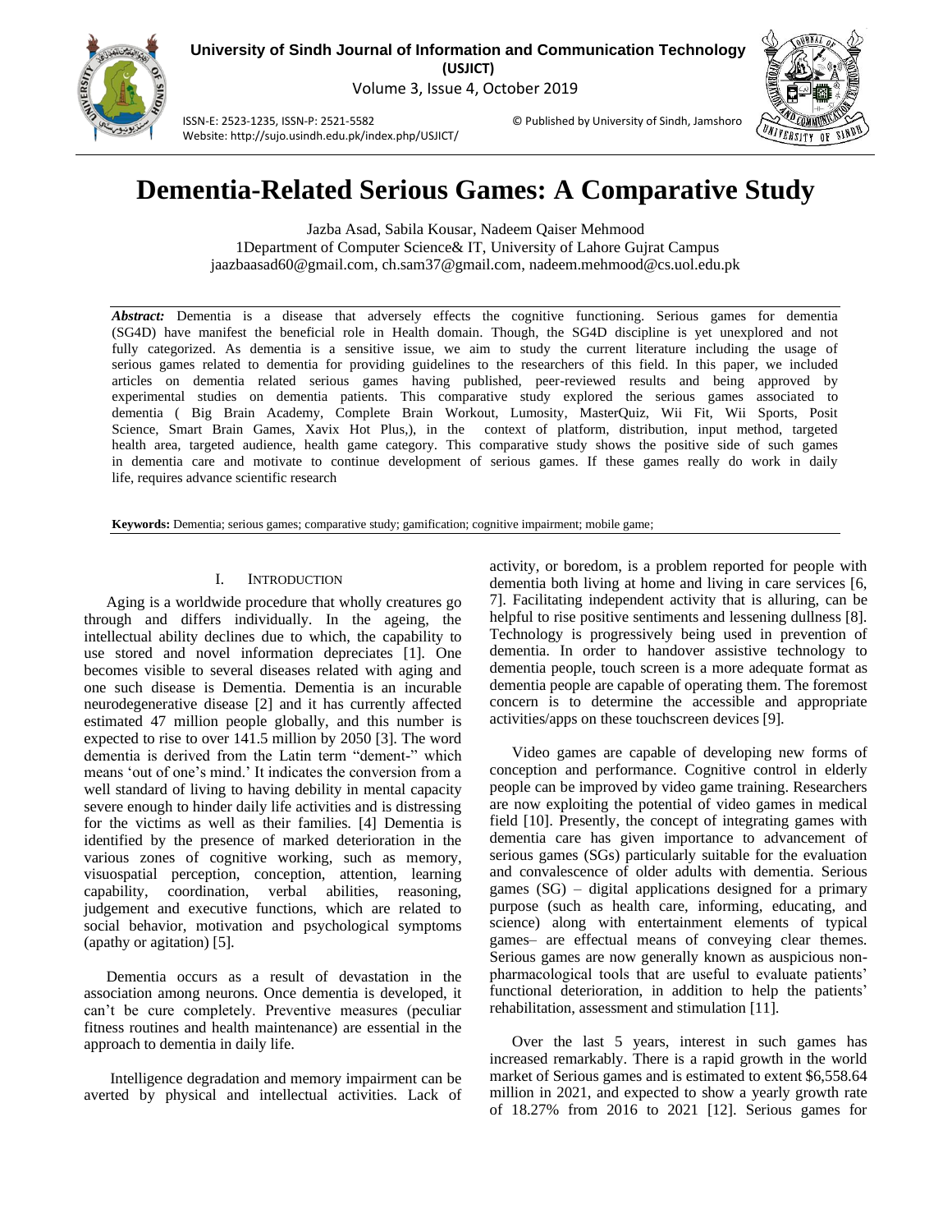# Dementia-Related Serious Games: A Comparative Study

Jazba Asad, Sabila Kousar, Nadeem Qaiser Mehmood
1Department of Computer Science& IT, University of Lahore Gujrat Campus
jaazbaasad60@gmail.com, ch.sam37@gmail.com, nadeem.mehmood@cs.uol.edu.pk

***Abstract:*** Dementia is a disease that adversely effects the cognitive functioning. Serious games for dementia (SG4D) have manifest the beneficial role in Health domain. Though, the SG4D discipline is yet unexplored and not fully categorized. As dementia is a sensitive issue, we aim to study the current literature including the usage of serious games related to dementia for providing guidelines to the researchers of this field. In this paper, we included articles on dementia related serious games having published, peer-reviewed results and being approved by experimental studies on dementia patients. This comparative study explored the serious games associated to dementia ( Big Brain Academy, Complete Brain Workout, Lumosity, MasterQuiz, Wii Fit, Wii Sports, Posit Science, Smart Brain Games, Xavix Hot Plus,), in the context of platform, distribution, input method, targeted health area, targeted audience, health game category. This comparative study shows the positive side of such games in dementia care and motivate to continue development of serious games. If these games really do work in daily life, requires advance scientific research

**Keywords:** Dementia; serious games; comparative study; gamification; cognitive impairment; mobile game;

## I. Introduction

Aging is a worldwide procedure that wholly creatures go through and differs individually. In the ageing, the intellectual ability declines due to which, the capability to use stored and novel information depreciates [1]. One becomes visible to several diseases related with aging and one such disease is Dementia. Dementia is an incurable neurodegenerative disease [2] and it has currently affected estimated 47 million people globally, and this number is expected to rise to over 141.5 million by 2050 [3]. The word dementia is derived from the Latin term "dement-" which means 'out of one's mind.' It indicates the conversion from a well standard of living to having debility in mental capacity severe enough to hinder daily life activities and is distressing for the victims as well as their families. [4] Dementia is identified by the presence of marked deterioration in the various zones of cognitive working, such as memory, visuospatial perception, conception, attention, learning capability, coordination, verbal abilities, reasoning, judgement and executive functions, which are related to social behavior, motivation and psychological symptoms (apathy or agitation) [5].

Dementia occurs as a result of devastation in the association among neurons. Once dementia is developed, it can't be cure completely. Preventive measures (peculiar fitness routines and health maintenance) are essential in the approach to dementia in daily life.

Intelligence degradation and memory impairment can be averted by physical and intellectual activities. Lack of activity, or boredom, is a problem reported for people with dementia both living at home and living in care services [6, 7]. Facilitating independent activity that is alluring, can be helpful to rise positive sentiments and lessening dullness [8]. Technology is progressively being used in prevention of dementia. In order to handover assistive technology to dementia people, touch screen is a more adequate format as dementia people are capable of operating them. The foremost concern is to determine the accessible and appropriate activities/apps on these touchscreen devices [9].

Video games are capable of developing new forms of conception and performance. Cognitive control in elderly people can be improved by video game training. Researchers are now exploiting the potential of video games in medical field [10]. Presently, the concept of integrating games with dementia care has given importance to advancement of serious games (SGs) particularly suitable for the evaluation and convalescence of older adults with dementia. Serious games (SG) – digital applications designed for a primary purpose (such as health care, informing, educating, and science) along with entertainment elements of typical games– are effectual means of conveying clear themes. Serious games are now generally known as auspicious non-pharmacological tools that are useful to evaluate patients' functional deterioration, in addition to help the patients' rehabilitation, assessment and stimulation [11].

Over the last 5 years, interest in such games has increased remarkably. There is a rapid growth in the world market of Serious games and is estimated to extent $6,558.64 million in 2021, and expected to show a yearly growth rate of 18.27% from 2016 to 2021 [12]. Serious games for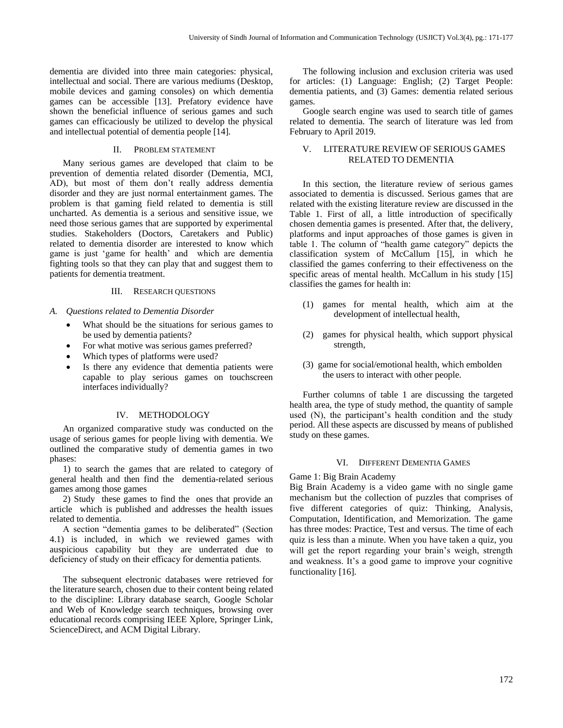dementia are divided into three main categories: physical, intellectual and social. There are various mediums (Desktop, mobile devices and gaming consoles) on which dementia games can be accessible [13]. Prefatory evidence have shown the beneficial influence of serious games and such games can efficaciously be utilized to develop the physical and intellectual potential of dementia people [14].

## II. Problem Statement

Many serious games are developed that claim to be prevention of dementia related disorder (Dementia, MCI, AD), but most of them don't really address dementia disorder and they are just normal entertainment games. The problem is that gaming field related to dementia is still uncharted. As dementia is a serious and sensitive issue, we need those serious games that are supported by experimental studies. Stakeholders (Doctors, Caretakers and Public) related to dementia disorder are interested to know which game is just 'game for health' and which are dementia fighting tools so that they can play that and suggest them to patients for dementia treatment.

## III. Research Questions

### *A. Questions related to Dementia Disorder*

- What should be the situations for serious games to be used by dementia patients?
- For what motive was serious games preferred?
- Which types of platforms were used?
- Is there any evidence that dementia patients were capable to play serious games on touchscreen interfaces individually?

## IV. Methodology

An organized comparative study was conducted on the usage of serious games for people living with dementia. We outlined the comparative study of dementia games in two phases:

1) to search the games that are related to category of general health and then find the dementia-related serious games among those games

2) Study these games to find the ones that provide an article which is published and addresses the health issues related to dementia.

A section "dementia games to be deliberated" (Section 4.1) is included, in which we reviewed games with auspicious capability but they are underrated due to deficiency of study on their efficacy for dementia patients.

The subsequent electronic databases were retrieved for the literature search, chosen due to their content being related to the discipline: Library database search, Google Scholar and Web of Knowledge search techniques, browsing over educational records comprising IEEE Xplore, Springer Link, ScienceDirect, and ACM Digital Library.

The following inclusion and exclusion criteria was used for articles: (1) Language: English; (2) Target People: dementia patients, and (3) Games: dementia related serious games.

Google search engine was used to search title of games related to dementia. The search of literature was led from February to April 2019.

## V. Literature Review of Serious Games Related to Dementia

In this section, the literature review of serious games associated to dementia is discussed. Serious games that are related with the existing literature review are discussed in the Table 1. First of all, a little introduction of specifically chosen dementia games is presented. After that, the delivery, platforms and input approaches of those games is given in table 1. The column of "health game category" depicts the classification system of McCallum [15], in which he classified the games conferring to their effectiveness on the specific areas of mental health. McCallum in his study [15] classifies the games for health in:

(1) games for mental health, which aim at the development of intellectual health,

(2) games for physical health, which support physical strength,

(3) game for social/emotional health, which embolden the users to interact with other people.

Further columns of table 1 are discussing the targeted health area, the type of study method, the quantity of sample used (N), the participant's health condition and the study period. All these aspects are discussed by means of published study on these games.

## VI. Different Dementia Games

Game 1: Big Brain Academy

Big Brain Academy is a video game with no single game mechanism but the collection of puzzles that comprises of five different categories of quiz: Thinking, Analysis, Computation, Identification, and Memorization. The game has three modes: Practice, Test and versus. The time of each quiz is less than a minute. When you have taken a quiz, you will get the report regarding your brain's weigh, strength and weakness. It's a good game to improve your cognitive functionality [16].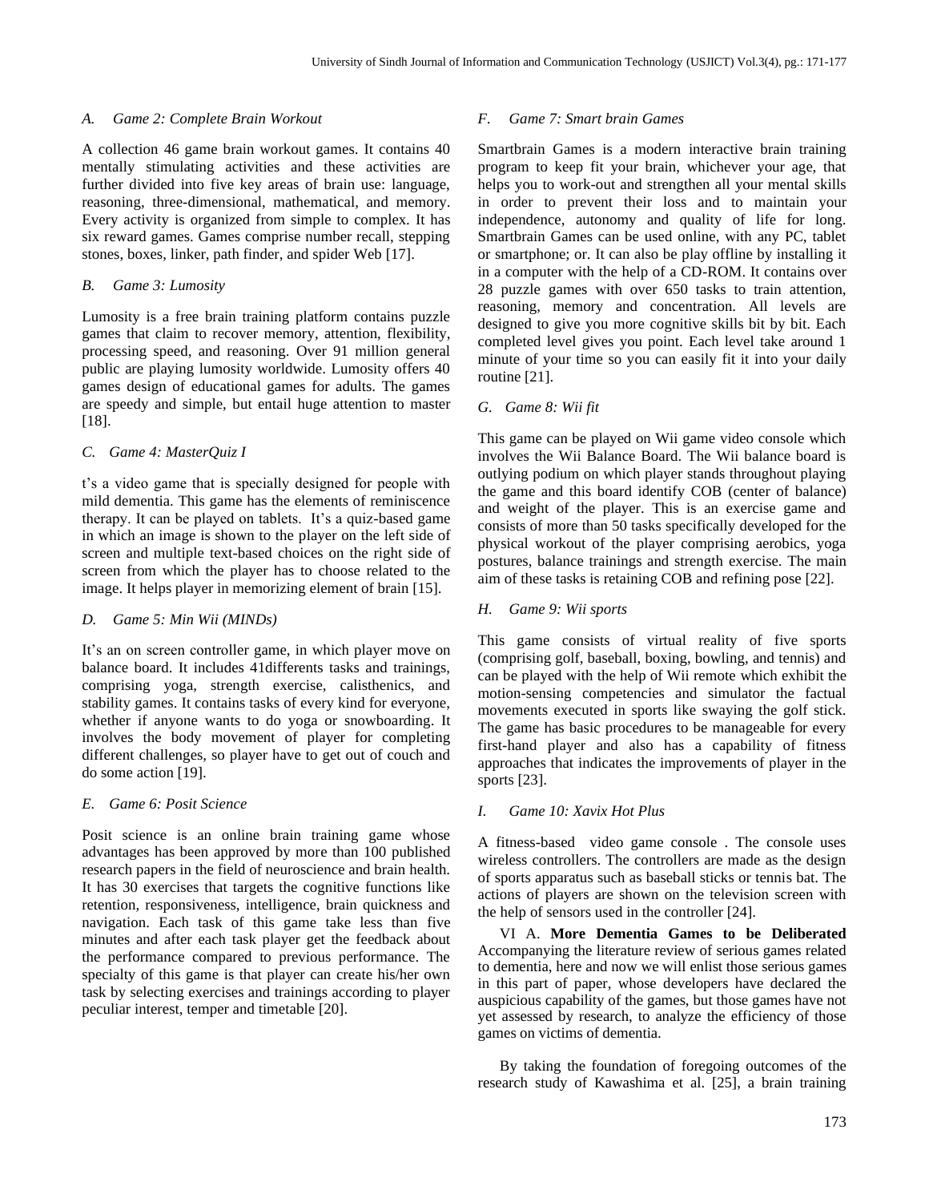### A. *Game 2: Complete Brain Workout*

A collection 46 game brain workout games. It contains 40 mentally stimulating activities and these activities are further divided into five key areas of brain use: language, reasoning, three-dimensional, mathematical, and memory. Every activity is organized from simple to complex. It has six reward games. Games comprise number recall, stepping stones, boxes, linker, path finder, and spider Web [17].

### B. *Game 3: Lumosity*

Lumosity is a free brain training platform contains puzzle games that claim to recover memory, attention, flexibility, processing speed, and reasoning. Over 91 million general public are playing lumosity worldwide. Lumosity offers 40 games design of educational games for adults. The games are speedy and simple, but entail huge attention to master [18].

### C. *Game 4: MasterQuiz I*

t's a video game that is specially designed for people with mild dementia. This game has the elements of reminiscence therapy. It can be played on tablets. It's a quiz-based game in which an image is shown to the player on the left side of screen and multiple text-based choices on the right side of screen from which the player has to choose related to the image. It helps player in memorizing element of brain [15].

### D. *Game 5: Min Wii (MINDs)*

It's an on screen controller game, in which player move on balance board. It includes 41differents tasks and trainings, comprising yoga, strength exercise, calisthenics, and stability games. It contains tasks of every kind for everyone, whether if anyone wants to do yoga or snowboarding. It involves the body movement of player for completing different challenges, so player have to get out of couch and do some action [19].

### E. *Game 6: Posit Science*

Posit science is an online brain training game whose advantages has been approved by more than 100 published research papers in the field of neuroscience and brain health. It has 30 exercises that targets the cognitive functions like retention, responsiveness, intelligence, brain quickness and navigation. Each task of this game take less than five minutes and after each task player get the feedback about the performance compared to previous performance. The specialty of this game is that player can create his/her own task by selecting exercises and trainings according to player peculiar interest, temper and timetable [20].

### F. *Game 7: Smart brain Games*

Smartbrain Games is a modern interactive brain training program to keep fit your brain, whichever your age, that helps you to work-out and strengthen all your mental skills in order to prevent their loss and to maintain your independence, autonomy and quality of life for long. Smartbrain Games can be used online, with any PC, tablet or smartphone; or. It can also be play offline by installing it in a computer with the help of a CD-ROM. It contains over 28 puzzle games with over 650 tasks to train attention, reasoning, memory and concentration. All levels are designed to give you more cognitive skills bit by bit. Each completed level gives you point. Each level take around 1 minute of your time so you can easily fit it into your daily routine [21].

### G. *Game 8: Wii fit*

This game can be played on Wii game video console which involves the Wii Balance Board. The Wii balance board is outlying podium on which player stands throughout playing the game and this board identify COB (center of balance) and weight of the player. This is an exercise game and consists of more than 50 tasks specifically developed for the physical workout of the player comprising aerobics, yoga postures, balance trainings and strength exercise. The main aim of these tasks is retaining COB and refining pose [22].

### H. *Game 9: Wii sports*

This game consists of virtual reality of five sports (comprising golf, baseball, boxing, bowling, and tennis) and can be played with the help of Wii remote which exhibit the motion-sensing competencies and simulator the factual movements executed in sports like swaying the golf stick. The game has basic procedures to be manageable for every first-hand player and also has a capability of fitness approaches that indicates the improvements of player in the sports [23].

### I. *Game 10: Xavix Hot Plus*

A fitness-based video game console . The console uses wireless controllers. The controllers are made as the design of sports apparatus such as baseball sticks or tennis bat. The actions of players are shown on the television screen with the help of sensors used in the controller [24].

VI A. **More Dementia Games to be Deliberated** Accompanying the literature review of serious games related to dementia, here and now we will enlist those serious games in this part of paper, whose developers have declared the auspicious capability of the games, but those games have not yet assessed by research, to analyze the efficiency of those games on victims of dementia.

By taking the foundation of foregoing outcomes of the research study of Kawashima et al. [25], a brain training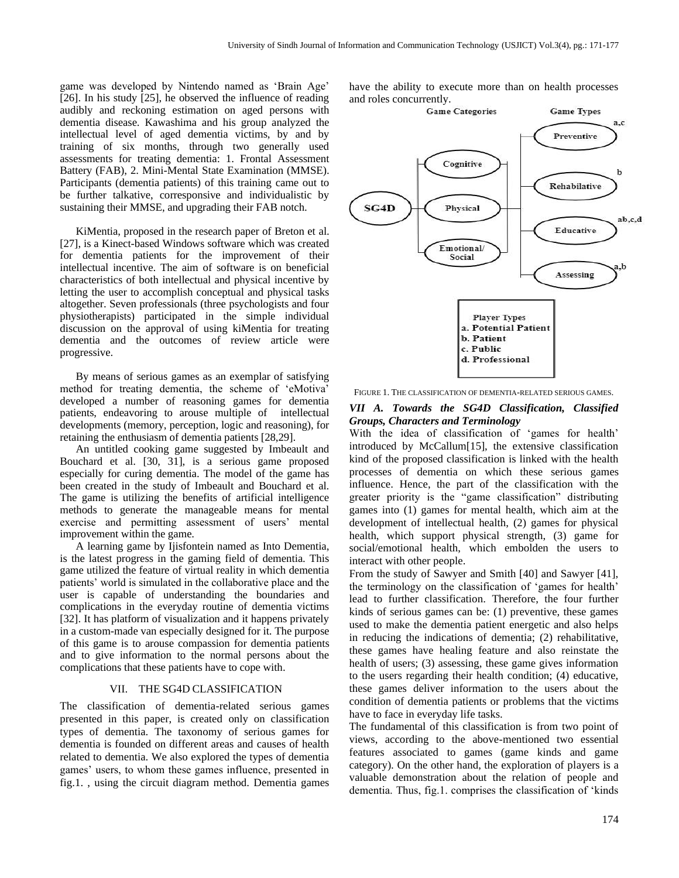game was developed by Nintendo named as 'Brain Age' [26]. In his study [25], he observed the influence of reading audibly and reckoning estimation on aged persons with dementia disease. Kawashima and his group analyzed the intellectual level of aged dementia victims, by and by training of six months, through two generally used assessments for treating dementia: 1. Frontal Assessment Battery (FAB), 2. Mini-Mental State Examination (MMSE). Participants (dementia patients) of this training came out to be further talkative, corresponsive and individualistic by sustaining their MMSE, and upgrading their FAB notch.

KiMentia, proposed in the research paper of Breton et al. [27], is a Kinect-based Windows software which was created for dementia patients for the improvement of their intellectual incentive. The aim of software is on beneficial characteristics of both intellectual and physical incentive by letting the user to accomplish conceptual and physical tasks altogether. Seven professionals (three psychologists and four physiotherapists) participated in the simple individual discussion on the approval of using kiMentia for treating dementia and the outcomes of review article were progressive.

By means of serious games as an exemplar of satisfying method for treating dementia, the scheme of 'eMotiva' developed a number of reasoning games for dementia patients, endeavoring to arouse multiple of intellectual developments (memory, perception, logic and reasoning), for retaining the enthusiasm of dementia patients [28,29].

An untitled cooking game suggested by Imbeault and Bouchard et al. [30, 31], is a serious game proposed especially for curing dementia. The model of the game has been created in the study of Imbeault and Bouchard et al. The game is utilizing the benefits of artificial intelligence methods to generate the manageable means for mental exercise and permitting assessment of users' mental improvement within the game.

A learning game by Ijisfontein named as Into Dementia, is the latest progress in the gaming field of dementia. This game utilized the feature of virtual reality in which dementia patients' world is simulated in the collaborative place and the user is capable of understanding the boundaries and complications in the everyday routine of dementia victims [32]. It has platform of visualization and it happens privately in a custom-made van especially designed for it. The purpose of this game is to arouse compassion for dementia patients and to give information to the normal persons about the complications that these patients have to cope with.

## VII. THE SG4D CLASSIFICATION

The classification of dementia-related serious games presented in this paper, is created only on classification types of dementia. The taxonomy of serious games for dementia is founded on different areas and causes of health related to dementia. We also explored the types of dementia games' users, to whom these games influence, presented in fig.1. , using the circuit diagram method. Dementia games have the ability to execute more than on health processes and roles concurrently.

Game Categories: Cognitive, Physical, Emotional/Social

Game Types: Preventive (a,c), Rehabilative (b), Educative (ab,c,d), Assessing (a,b)

Player Types
a. Potential Patient
b. Patient
c. Public
d. Professional

FIGURE 1. THE CLASSIFICATION OF DEMENTIA-RELATED SERIOUS GAMES.

### *VII A. Towards the SG4D Classification, Classified Groups, Characters and Terminology*

With the idea of classification of 'games for health' introduced by McCallum[15], the extensive classification kind of the proposed classification is linked with the health processes of dementia on which these serious games influence. Hence, the part of the classification with the greater priority is the "game classification" distributing games into (1) games for mental health, which aim at the development of intellectual health, (2) games for physical health, which support physical strength, (3) game for social/emotional health, which embolden the users to interact with other people.

From the study of Sawyer and Smith [40] and Sawyer [41], the terminology on the classification of 'games for health' lead to further classification. Therefore, the four further kinds of serious games can be: (1) preventive, these games used to make the dementia patient energetic and also helps in reducing the indications of dementia; (2) rehabilitative, these games have healing feature and also reinstate the health of users; (3) assessing, these game gives information to the users regarding their health condition; (4) educative, these games deliver information to the users about the condition of dementia patients or problems that the victims have to face in everyday life tasks.

The fundamental of this classification is from two point of views, according to the above-mentioned two essential features associated to games (game kinds and game category). On the other hand, the exploration of players is a valuable demonstration about the relation of people and dementia. Thus, fig.1. comprises the classification of 'kinds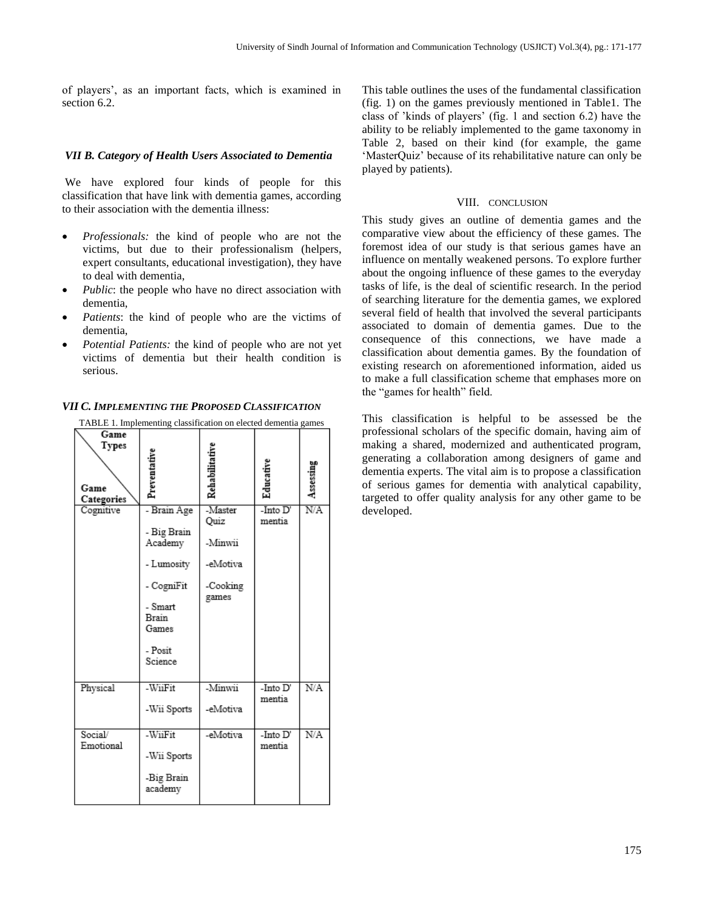of players', as an important facts, which is examined in section 6.2.

### *VII B. Category of Health Users Associated to Dementia*

We have explored four kinds of people for this classification that have link with dementia games, according to their association with the dementia illness:

- *Professionals:* the kind of people who are not the victims, but due to their professionalism (helpers, expert consultants, educational investigation), they have to deal with dementia,
- *Public*: the people who have no direct association with dementia,
- *Patients*: the kind of people who are the victims of dementia,
- *Potential Patients:* the kind of people who are not yet victims of dementia but their health condition is serious.

### *VII C. Implementing the Proposed Classification*

TABLE 1. Implementing classification on elected dementia games

| Game Types / Game Categories | Preventative | Rehabilitative | Educative | Assessing |
|---|---|---|---|---|
| Cognitive | - Brain Age<br>- Big Brain Academy<br>- Lumosity<br>- CogniFit<br>- Smart Brain Games<br>- Posit Science | -Master Quiz<br>-Minwii<br>-eMotiva<br>-Cooking games | -Into D' mentia | N/A |
| Physical | -WiiFit<br>-Wii Sports | -Minwii<br>-eMotiva | -Into D' mentia | N/A |
| Social/ Emotional | -WiiFit<br>-Wii Sports<br>-Big Brain academy | -eMotiva | -Into D' mentia | N/A |

This table outlines the uses of the fundamental classification (fig. 1) on the games previously mentioned in Table1. The class of 'kinds of players' (fig. 1 and section 6.2) have the ability to be reliably implemented to the game taxonomy in Table 2, based on their kind (for example, the game 'MasterQuiz' because of its rehabilitative nature can only be played by patients).

## VIII. Conclusion

This study gives an outline of dementia games and the comparative view about the efficiency of these games. The foremost idea of our study is that serious games have an influence on mentally weakened persons. To explore further about the ongoing influence of these games to the everyday tasks of life, is the deal of scientific research. In the period of searching literature for the dementia games, we explored several field of health that involved the several participants associated to domain of dementia games. Due to the consequence of this connections, we have made a classification about dementia games. By the foundation of existing research on aforementioned information, aided us to make a full classification scheme that emphases more on the "games for health" field.

This classification is helpful to be assessed be the professional scholars of the specific domain, having aim of making a shared, modernized and authenticated program, generating a collaboration among designers of game and dementia experts. The vital aim is to propose a classification of serious games for dementia with analytical capability, targeted to offer quality analysis for any other game to be developed.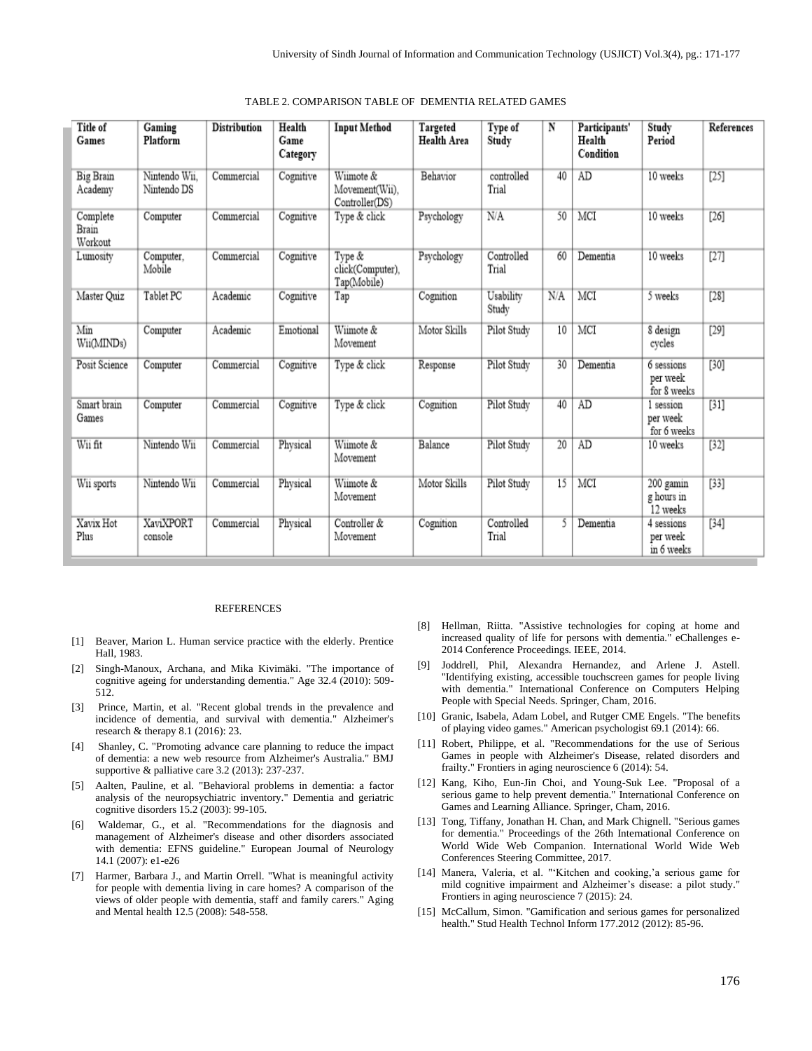TABLE 2. COMPARISON TABLE OF DEMENTIA RELATED GAMES

| Title of Games | Gaming Platform | Distribution | Health Game Category | Input Method | Targeted Health Area | Type of Study | N | Participants' Health Condition | Study Period | References |
|---|---|---|---|---|---|---|---|---|---|---|
| Big Brain Academy | Nintendo Wii, Nintendo DS | Commercial | Cognitive | Wiimote & Movement(Wii), Controller(DS) | Behavior | controlled Trial | 40 | AD | 10 weeks | [25] |
| Complete Brain Workout | Computer | Commercial | Cognitive | Type & click | Psychology | N/A | 50 | MCI | 10 weeks | [26] |
| Lumosity | Computer, Mobile | Commercial | Cognitive | Type & click(Computer), Tap(Mobile) | Psychology | Controlled Trial | 60 | Dementia | 10 weeks | [27] |
| Master Quiz | Tablet PC | Academic | Cognitive | Tap | Cognition | Usability Study | N/A | MCI | 5 weeks | [28] |
| Min Wii(MINDs) | Computer | Academic | Emotional | Wiimote & Movement | Motor Skills | Pilot Study | 10 | MCI | 8 design cycles | [29] |
| Posit Science | Computer | Commercial | Cognitive | Type & click | Response | Pilot Study | 30 | Dementia | 6 sessions per week for 8 weeks | [30] |
| Smart brain Games | Computer | Commercial | Cognitive | Type & click | Cognition | Pilot Study | 40 | AD | 1 session per week for 6 weeks | [31] |
| Wii fit | Nintendo Wii | Commercial | Physical | Wiimote & Movement | Balance | Pilot Study | 20 | AD | 10 weeks | [32] |
| Wii sports | Nintendo Wii | Commercial | Physical | Wiimote & Movement | Motor Skills | Pilot Study | 15 | MCI | 200 gamin g hours in 12 weeks | [33] |
| Xavix Hot Plus | XaviXPORT console | Commercial | Physical | Controller & Movement | Cognition | Controlled Trial | 5 | Dementia | 4 sessions per week in 6 weeks | [34] |

## REFERENCES

[1] Beaver, Marion L. Human service practice with the elderly. Prentice Hall, 1983.

[2] Singh-Manoux, Archana, and Mika Kivimäki. "The importance of cognitive ageing for understanding dementia." Age 32.4 (2010): 509-512.

[3] Prince, Martin, et al. "Recent global trends in the prevalence and incidence of dementia, and survival with dementia." Alzheimer's research & therapy 8.1 (2016): 23.

[4] Shanley, C. "Promoting advance care planning to reduce the impact of dementia: a new web resource from Alzheimer's Australia." BMJ supportive & palliative care 3.2 (2013): 237-237.

[5] Aalten, Pauline, et al. "Behavioral problems in dementia: a factor analysis of the neuropsychiatric inventory." Dementia and geriatric cognitive disorders 15.2 (2003): 99-105.

[6] Waldemar, G., et al. "Recommendations for the diagnosis and management of Alzheimer's disease and other disorders associated with dementia: EFNS guideline." European Journal of Neurology 14.1 (2007): e1-e26

[7] Harmer, Barbara J., and Martin Orrell. "What is meaningful activity for people with dementia living in care homes? A comparison of the views of older people with dementia, staff and family carers." Aging and Mental health 12.5 (2008): 548-558.

[8] Hellman, Riitta. "Assistive technologies for coping at home and increased quality of life for persons with dementia." eChallenges e-2014 Conference Proceedings. IEEE, 2014.

[9] Joddrell, Phil, Alexandra Hernandez, and Arlene J. Astell. "Identifying existing, accessible touchscreen games for people living with dementia." International Conference on Computers Helping People with Special Needs. Springer, Cham, 2016.

[10] Granic, Isabela, Adam Lobel, and Rutger CME Engels. "The benefits of playing video games." American psychologist 69.1 (2014): 66.

[11] Robert, Philippe, et al. "Recommendations for the use of Serious Games in people with Alzheimer's Disease, related disorders and frailty." Frontiers in aging neuroscience 6 (2014): 54.

[12] Kang, Kiho, Eun-Jin Choi, and Young-Suk Lee. "Proposal of a serious game to help prevent dementia." International Conference on Games and Learning Alliance. Springer, Cham, 2016.

[13] Tong, Tiffany, Jonathan H. Chan, and Mark Chignell. "Serious games for dementia." Proceedings of the 26th International Conference on World Wide Web Companion. International World Wide Web Conferences Steering Committee, 2017.

[14] Manera, Valeria, et al. "'Kitchen and cooking,'a serious game for mild cognitive impairment and Alzheimer's disease: a pilot study." Frontiers in aging neuroscience 7 (2015): 24.

[15] McCallum, Simon. "Gamification and serious games for personalized health." Stud Health Technol Inform 177.2012 (2012): 85-96.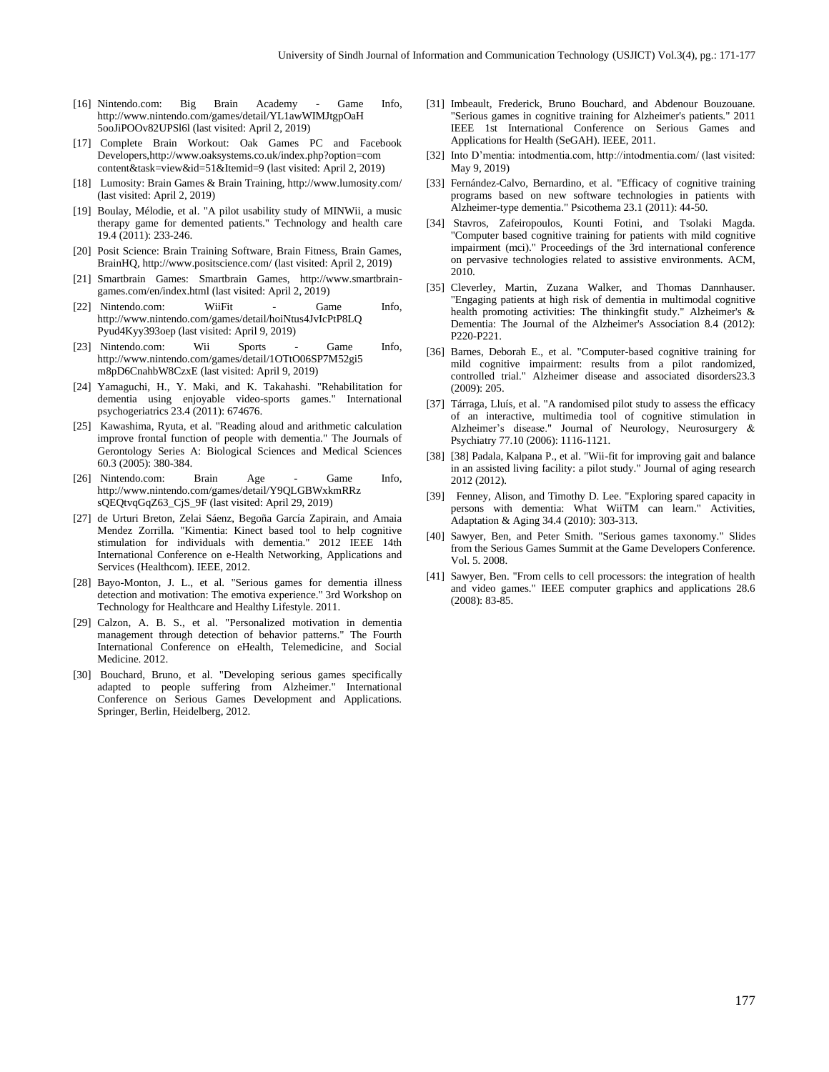[16] Nintendo.com: Big Brain Academy - Game Info, http://www.nintendo.com/games/detail/YL1awWIMJtgpOaH5ooJiPOOv82UPSl6l (last visited: April 2, 2019)

[17] Complete Brain Workout: Oak Games PC and Facebook Developers,http://www.oaksystems.co.uk/index.php?option=com content&task=view&id=51&Itemid=9 (last visited: April 2, 2019)

[18] Lumosity: Brain Games & Brain Training, http://www.lumosity.com/ (last visited: April 2, 2019)

[19] Boulay, Mélodie, et al. "A pilot usability study of MINWii, a music therapy game for demented patients." Technology and health care 19.4 (2011): 233-246.

[20] Posit Science: Brain Training Software, Brain Fitness, Brain Games, BrainHQ, http://www.positscience.com/ (last visited: April 2, 2019)

[21] Smartbrain Games: Smartbrain Games, http://www.smartbrain-games.com/en/index.html (last visited: April 2, 2019)

[22] Nintendo.com: WiiFit - Game Info, http://www.nintendo.com/games/detail/hoiNtus4JvIcPtP8LQPyud4Kyy393oep (last visited: April 9, 2019)

[23] Nintendo.com: Wii Sports - Game Info, http://www.nintendo.com/games/detail/1OTtO06SP7M52gi5m8pD6CnahbW8CzxE (last visited: April 9, 2019)

[24] Yamaguchi, H., Y. Maki, and K. Takahashi. "Rehabilitation for dementia using enjoyable video-sports games." International psychogeriatrics 23.4 (2011): 674676.

[25] Kawashima, Ryuta, et al. "Reading aloud and arithmetic calculation improve frontal function of people with dementia." The Journals of Gerontology Series A: Biological Sciences and Medical Sciences 60.3 (2005): 380-384.

[26] Nintendo.com: Brain Age - Game Info, http://www.nintendo.com/games/detail/Y9QLGBWxkmRRzsQEQtvqGqZ63_CjS_9F (last visited: April 29, 2019)

[27] de Urturi Breton, Zelai Sáenz, Begoña García Zapirain, and Amaia Mendez Zorrilla. "Kimentia: Kinect based tool to help cognitive stimulation for individuals with dementia." 2012 IEEE 14th International Conference on e-Health Networking, Applications and Services (Healthcom). IEEE, 2012.

[28] Bayo-Monton, J. L., et al. "Serious games for dementia illness detection and motivation: The emotiva experience." 3rd Workshop on Technology for Healthcare and Healthy Lifestyle. 2011.

[29] Calzon, A. B. S., et al. "Personalized motivation in dementia management through detection of behavior patterns." The Fourth International Conference on eHealth, Telemedicine, and Social Medicine. 2012.

[30] Bouchard, Bruno, et al. "Developing serious games specifically adapted to people suffering from Alzheimer." International Conference on Serious Games Development and Applications. Springer, Berlin, Heidelberg, 2012.

[31] Imbeault, Frederick, Bruno Bouchard, and Abdenour Bouzouane. "Serious games in cognitive training for Alzheimer's patients." 2011 IEEE 1st International Conference on Serious Games and Applications for Health (SeGAH). IEEE, 2011.

[32] Into D'mentia: intodmentia.com, http://intodmentia.com/ (last visited: May 9, 2019)

[33] Fernández-Calvo, Bernardino, et al. "Efficacy of cognitive training programs based on new software technologies in patients with Alzheimer-type dementia." Psicothema 23.1 (2011): 44-50.

[34] Stavros, Zafeiropoulos, Kounti Fotini, and Tsolaki Magda. "Computer based cognitive training for patients with mild cognitive impairment (mci)." Proceedings of the 3rd international conference on pervasive technologies related to assistive environments. ACM, 2010.

[35] Cleverley, Martin, Zuzana Walker, and Thomas Dannhauser. "Engaging patients at high risk of dementia in multimodal cognitive health promoting activities: The thinkingfit study." Alzheimer's & Dementia: The Journal of the Alzheimer's Association 8.4 (2012): P220-P221.

[36] Barnes, Deborah E., et al. "Computer-based cognitive training for mild cognitive impairment: results from a pilot randomized, controlled trial." Alzheimer disease and associated disorders23.3 (2009): 205.

[37] Tárraga, Lluís, et al. "A randomised pilot study to assess the efficacy of an interactive, multimedia tool of cognitive stimulation in Alzheimer's disease." Journal of Neurology, Neurosurgery & Psychiatry 77.10 (2006): 1116-1121.

[38] [38] Padala, Kalpana P., et al. "Wii-fit for improving gait and balance in an assisted living facility: a pilot study." Journal of aging research 2012 (2012).

[39] Fenney, Alison, and Timothy D. Lee. "Exploring spared capacity in persons with dementia: What WiiTM can learn." Activities, Adaptation & Aging 34.4 (2010): 303-313.

[40] Sawyer, Ben, and Peter Smith. "Serious games taxonomy." Slides from the Serious Games Summit at the Game Developers Conference. Vol. 5. 2008.

[41] Sawyer, Ben. "From cells to cell processors: the integration of health and video games." IEEE computer graphics and applications 28.6 (2008): 83-85.